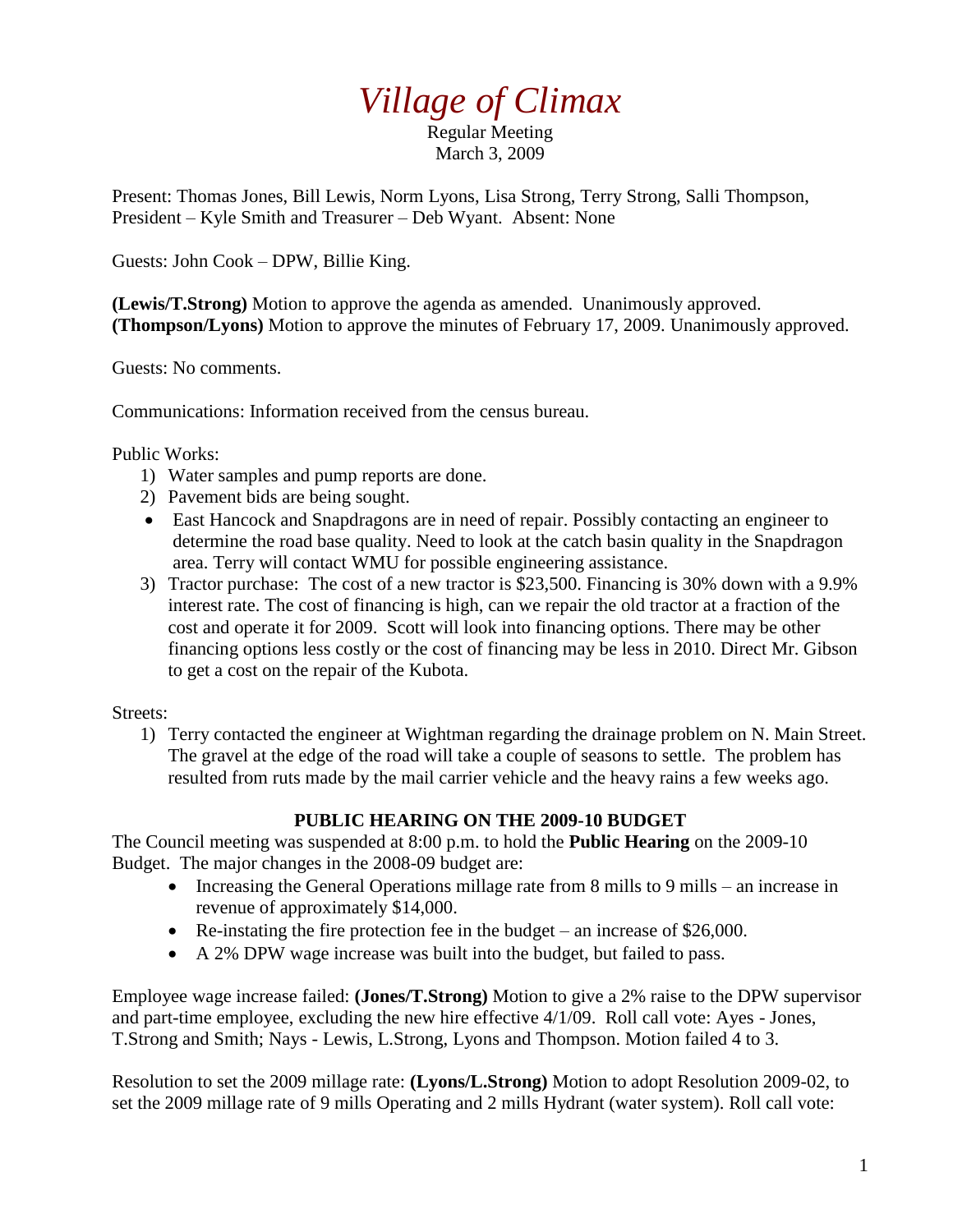# *Village of Climax*

Regular Meeting
March 3, 2009

Present: Thomas Jones, Bill Lewis, Norm Lyons, Lisa Strong, Terry Strong, Salli Thompson, President – Kyle Smith and Treasurer – Deb Wyant. Absent: None

Guests: John Cook – DPW, Billie King.

**(Lewis/T.Strong)** Motion to approve the agenda as amended. Unanimously approved.
**(Thompson/Lyons)** Motion to approve the minutes of February 17, 2009. Unanimously approved.

Guests: No comments.

Communications: Information received from the census bureau.

Public Works:

1) Water samples and pump reports are done.
2) Pavement bids are being sought.
   - East Hancock and Snapdragons are in need of repair. Possibly contacting an engineer to determine the road base quality. Need to look at the catch basin quality in the Snapdragon area. Terry will contact WMU for possible engineering assistance.
3) Tractor purchase: The cost of a new tractor is $23,500. Financing is 30% down with a 9.9% interest rate. The cost of financing is high, can we repair the old tractor at a fraction of the cost and operate it for 2009. Scott will look into financing options. There may be other financing options less costly or the cost of financing may be less in 2010. Direct Mr. Gibson to get a cost on the repair of the Kubota.

Streets:

1) Terry contacted the engineer at Wightman regarding the drainage problem on N. Main Street. The gravel at the edge of the road will take a couple of seasons to settle. The problem has resulted from ruts made by the mail carrier vehicle and the heavy rains a few weeks ago.

## PUBLIC HEARING ON THE 2009-10 BUDGET

The Council meeting was suspended at 8:00 p.m. to hold the **Public Hearing** on the 2009-10 Budget. The major changes in the 2008-09 budget are:

- Increasing the General Operations millage rate from 8 mills to 9 mills – an increase in revenue of approximately $14,000.
- Re-instating the fire protection fee in the budget – an increase of $26,000.
- A 2% DPW wage increase was built into the budget, but failed to pass.

Employee wage increase failed: **(Jones/T.Strong)** Motion to give a 2% raise to the DPW supervisor and part-time employee, excluding the new hire effective 4/1/09. Roll call vote: Ayes - Jones, T.Strong and Smith; Nays - Lewis, L.Strong, Lyons and Thompson. Motion failed 4 to 3.

Resolution to set the 2009 millage rate: **(Lyons/L.Strong)** Motion to adopt Resolution 2009-02, to set the 2009 millage rate of 9 mills Operating and 2 mills Hydrant (water system). Roll call vote: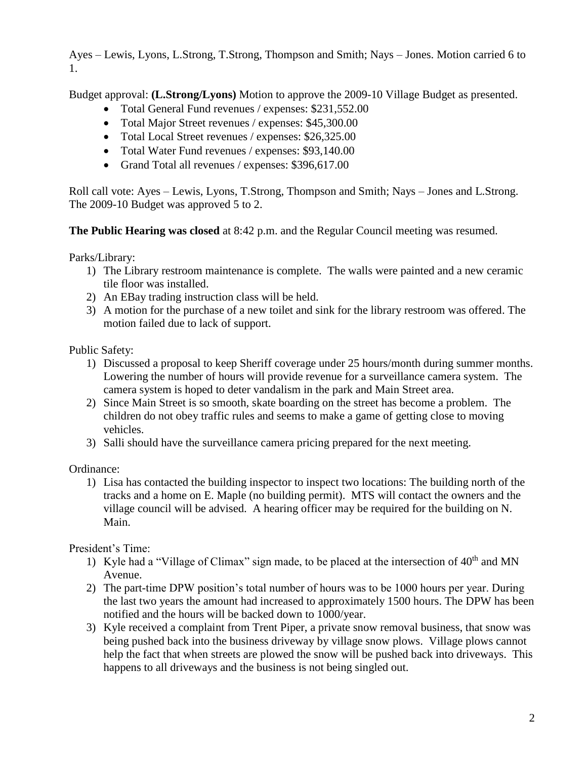Ayes – Lewis, Lyons, L.Strong, T.Strong, Thompson and Smith; Nays – Jones. Motion carried 6 to 1.

Budget approval: **(L.Strong/Lyons)** Motion to approve the 2009-10 Village Budget as presented.

- Total General Fund revenues / expenses: $231,552.00
- Total Major Street revenues / expenses: $45,300.00
- Total Local Street revenues / expenses: $26,325.00
- Total Water Fund revenues / expenses: $93,140.00
- Grand Total all revenues / expenses: $396,617.00

Roll call vote: Ayes – Lewis, Lyons, T.Strong, Thompson and Smith; Nays – Jones and L.Strong. The 2009-10 Budget was approved 5 to 2.

**The Public Hearing was closed** at 8:42 p.m. and the Regular Council meeting was resumed.

Parks/Library:

1) The Library restroom maintenance is complete. The walls were painted and a new ceramic tile floor was installed.
2) An EBay trading instruction class will be held.
3) A motion for the purchase of a new toilet and sink for the library restroom was offered. The motion failed due to lack of support.

Public Safety:

1) Discussed a proposal to keep Sheriff coverage under 25 hours/month during summer months. Lowering the number of hours will provide revenue for a surveillance camera system. The camera system is hoped to deter vandalism in the park and Main Street area.
2) Since Main Street is so smooth, skate boarding on the street has become a problem. The children do not obey traffic rules and seems to make a game of getting close to moving vehicles.
3) Salli should have the surveillance camera pricing prepared for the next meeting.

Ordinance:

1) Lisa has contacted the building inspector to inspect two locations: The building north of the tracks and a home on E. Maple (no building permit). MTS will contact the owners and the village council will be advised. A hearing officer may be required for the building on N. Main.

President's Time:

1) Kyle had a "Village of Climax" sign made, to be placed at the intersection of 40th and MN Avenue.
2) The part-time DPW position's total number of hours was to be 1000 hours per year. During the last two years the amount had increased to approximately 1500 hours. The DPW has been notified and the hours will be backed down to 1000/year.
3) Kyle received a complaint from Trent Piper, a private snow removal business, that snow was being pushed back into the business driveway by village snow plows. Village plows cannot help the fact that when streets are plowed the snow will be pushed back into driveways. This happens to all driveways and the business is not being singled out.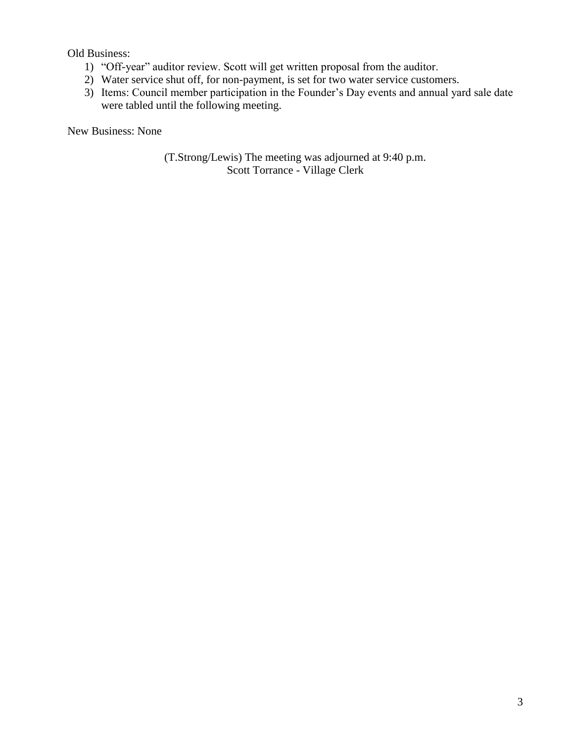Old Business:

1) "Off-year" auditor review. Scott will get written proposal from the auditor.
2) Water service shut off, for non-payment, is set for two water service customers.
3) Items: Council member participation in the Founder's Day events and annual yard sale date were tabled until the following meeting.

New Business: None

(T.Strong/Lewis) The meeting was adjourned at 9:40 p.m.
Scott Torrance - Village Clerk